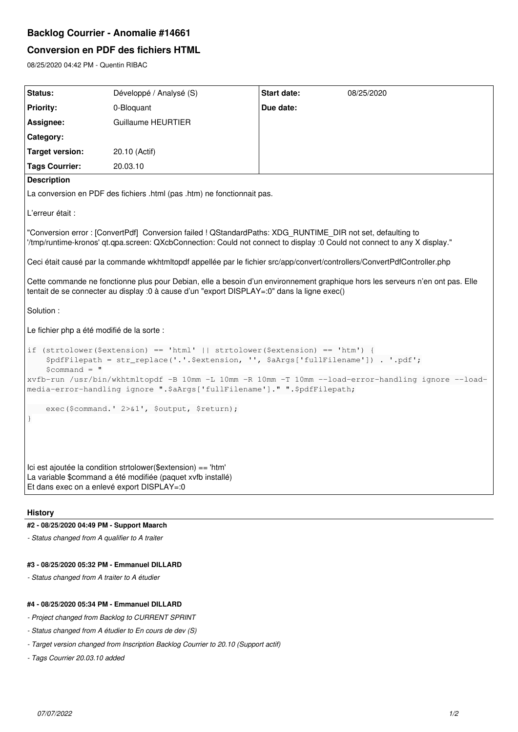# Backlog Courrier - Anomalie #14661

## Conversion en PDF des fichiers HTML

08/25/2020 04:42 PM - Quentin RIBAC

| | | | |
|---|---|---|---|
| **Status:** | Développé / Analysé (S) | **Start date:** | 08/25/2020 |
| **Priority:** | 0-Bloquant | **Due date:** | |
| **Assignee:** | Guillaume HEURTIER | | |
| **Category:** | | | |
| **Target version:** | 20.10 (Actif) | | |
| **Tags Courrier:** | 20.03.10 | | |

**Description**

La conversion en PDF des fichiers .html (pas .htm) ne fonctionnait pas.

L'erreur était :

"Conversion error : [ConvertPdf] Conversion failed ! QStandardPaths: XDG_RUNTIME_DIR not set, defaulting to '/tmp/runtime-kronos' qt.qpa.screen: QXcbConnection: Could not connect to display :0 Could not connect to any X display."

Ceci était causé par la commande wkhtmltopdf appellée par le fichier src/app/convert/controllers/ConvertPdfController.php

Cette commande ne fonctionne plus pour Debian, elle a besoin d'un environnement graphique hors les serveurs n'en ont pas. Elle tentait de se connecter au display :0 à cause d'un "export DISPLAY=:0" dans la ligne exec()

Solution :

Le fichier php a été modifié de la sorte :

```
if (strtolower($extension) == 'html' || strtolower($extension) == 'htm') {
    $pdfFilepath = str_replace('.'.$extension, '', $aArgs['fullFilename']) . '.pdf';
    $command = "
xvfb-run /usr/bin/wkhtmltopdf -B 10mm -L 10mm -R 10mm -T 10mm --load-error-handling ignore --load-media-error-handling ignore ".$aArgs['fullFilename']." ".$pdfFilepath;

    exec($command.' 2>&1', $output, $return);
}
```

Ici est ajoutée la condition strtolower($extension) == 'htm'
La variable $command a été modifiée (paquet xvfb installé)
Et dans exec on a enlevé export DISPLAY=:0

### History

#### #2 - 08/25/2020 04:49 PM - Support Maarch

*- Status changed from A qualifier to A traiter*

#### #3 - 08/25/2020 05:32 PM - Emmanuel DILLARD

*- Status changed from A traiter to A étudier*

#### #4 - 08/25/2020 05:34 PM - Emmanuel DILLARD

*- Project changed from Backlog to CURRENT SPRINT*

*- Status changed from A étudier to En cours de dev (S)*

*- Target version changed from Inscription Backlog Courrier to 20.10 (Support actif)*

*- Tags Courrier 20.03.10 added*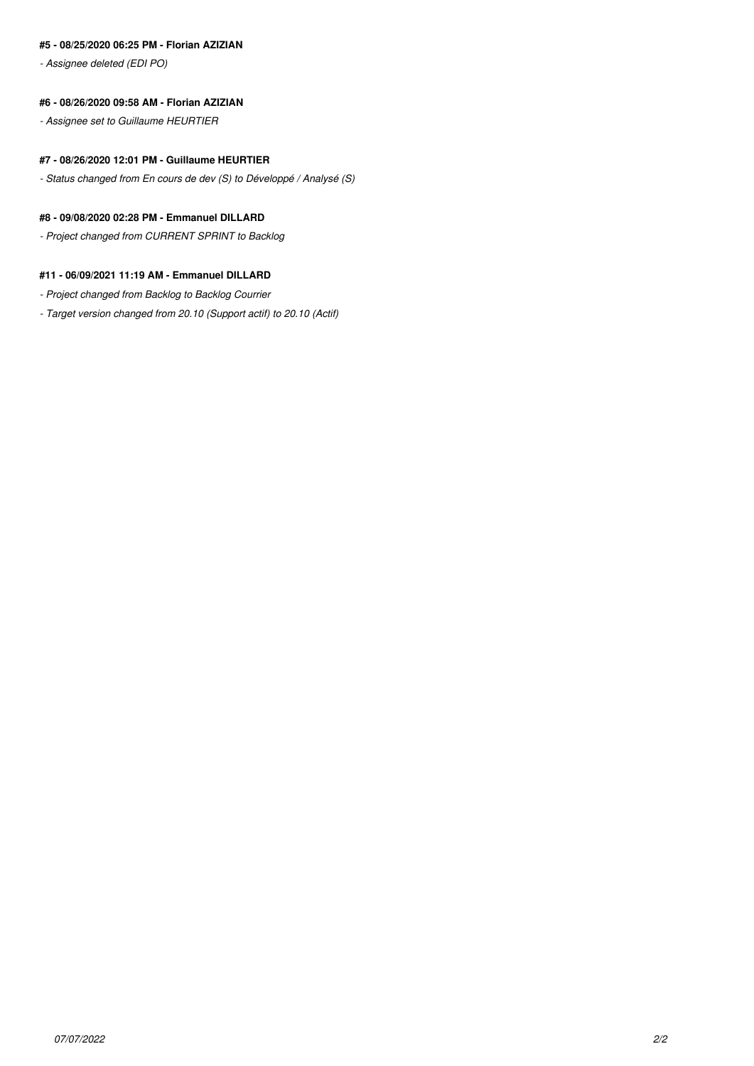#### #5 - 08/25/2020 06:25 PM - Florian AZIZIAN

- *Assignee deleted (EDI PO)*

#### #6 - 08/26/2020 09:58 AM - Florian AZIZIAN

- *Assignee set to Guillaume HEURTIER*

#### #7 - 08/26/2020 12:01 PM - Guillaume HEURTIER

- *Status changed from En cours de dev (S) to Développé / Analysé (S)*

#### #8 - 09/08/2020 02:28 PM - Emmanuel DILLARD

- *Project changed from CURRENT SPRINT to Backlog*

#### #11 - 06/09/2021 11:19 AM - Emmanuel DILLARD

- *Project changed from Backlog to Backlog Courrier*
- *Target version changed from 20.10 (Support actif) to 20.10 (Actif)*